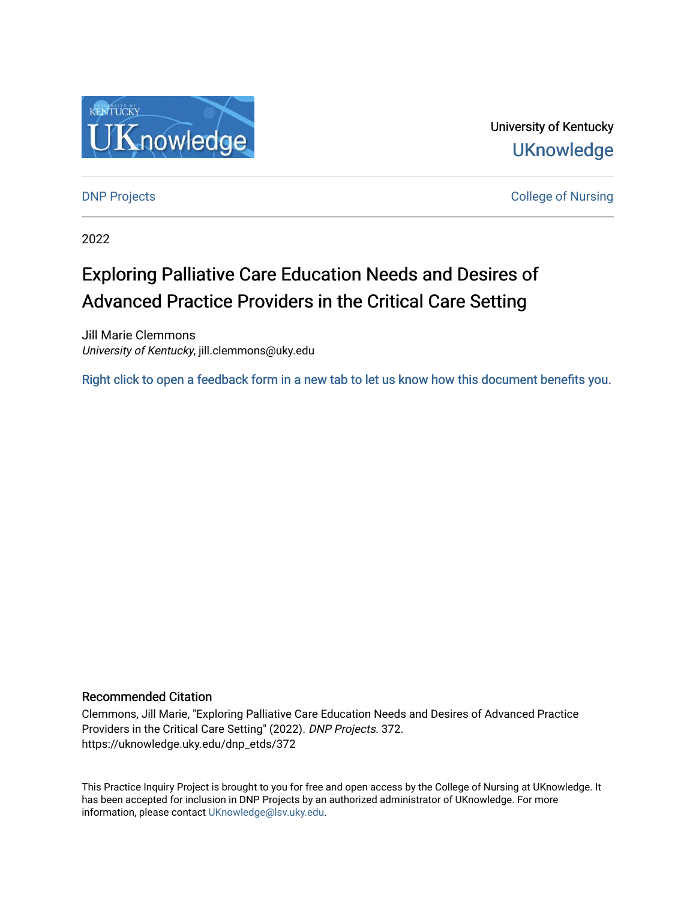University of Kentucky

UKnowledge

DNP Projects

College of Nursing

2022

# Exploring Palliative Care Education Needs and Desires of Advanced Practice Providers in the Critical Care Setting

Jill Marie Clemmons
*University of Kentucky*, jill.clemmons@uky.edu

Right click to open a feedback form in a new tab to let us know how this document benefits you.

### Recommended Citation

Clemmons, Jill Marie, "Exploring Palliative Care Education Needs and Desires of Advanced Practice Providers in the Critical Care Setting" (2022). *DNP Projects*. 372.
https://uknowledge.uky.edu/dnp_etds/372

This Practice Inquiry Project is brought to you for free and open access by the College of Nursing at UKnowledge. It has been accepted for inclusion in DNP Projects by an authorized administrator of UKnowledge. For more information, please contact UKnowledge@lsv.uky.edu.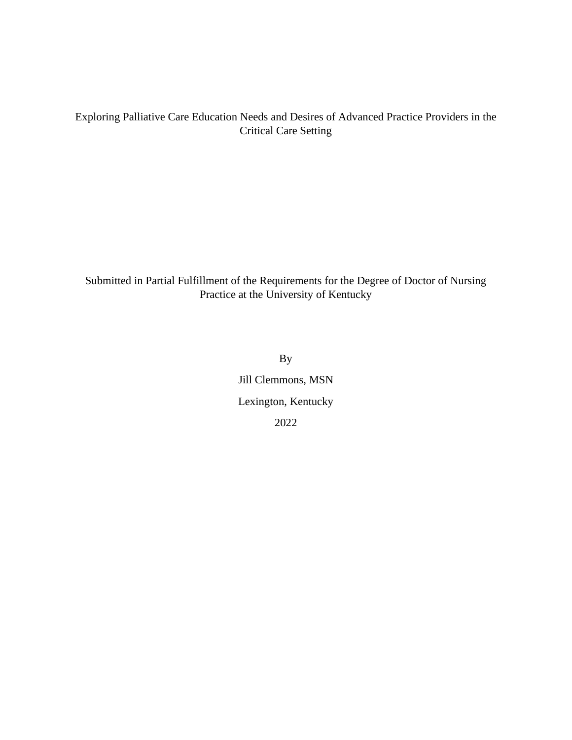Exploring Palliative Care Education Needs and Desires of Advanced Practice Providers in the Critical Care Setting

Submitted in Partial Fulfillment of the Requirements for the Degree of Doctor of Nursing Practice at the University of Kentucky

By

Jill Clemmons, MSN

Lexington, Kentucky

2022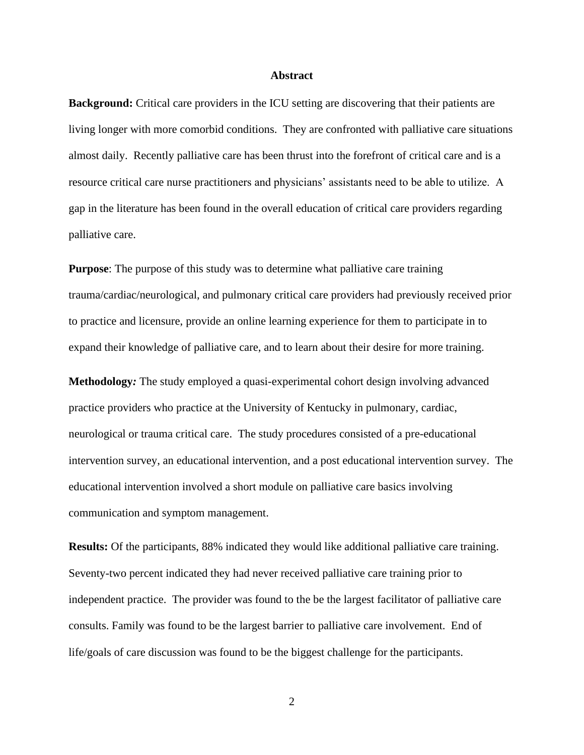# Abstract

**Background:** Critical care providers in the ICU setting are discovering that their patients are living longer with more comorbid conditions. They are confronted with palliative care situations almost daily. Recently palliative care has been thrust into the forefront of critical care and is a resource critical care nurse practitioners and physicians' assistants need to be able to utilize. A gap in the literature has been found in the overall education of critical care providers regarding palliative care.

**Purpose**: The purpose of this study was to determine what palliative care training trauma/cardiac/neurological, and pulmonary critical care providers had previously received prior to practice and licensure, provide an online learning experience for them to participate in to expand their knowledge of palliative care, and to learn about their desire for more training.

**Methodology*:*** The study employed a quasi-experimental cohort design involving advanced practice providers who practice at the University of Kentucky in pulmonary, cardiac, neurological or trauma critical care. The study procedures consisted of a pre-educational intervention survey, an educational intervention, and a post educational intervention survey. The educational intervention involved a short module on palliative care basics involving communication and symptom management.

**Results:** Of the participants, 88% indicated they would like additional palliative care training. Seventy-two percent indicated they had never received palliative care training prior to independent practice. The provider was found to the be the largest facilitator of palliative care consults. Family was found to be the largest barrier to palliative care involvement. End of life/goals of care discussion was found to be the biggest challenge for the participants.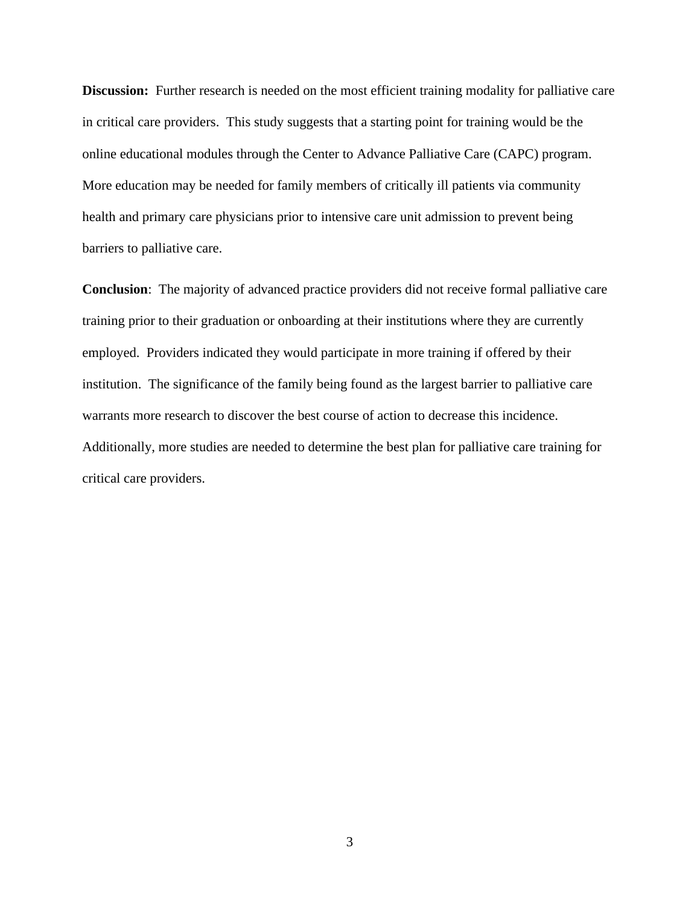**Discussion:** Further research is needed on the most efficient training modality for palliative care in critical care providers. This study suggests that a starting point for training would be the online educational modules through the Center to Advance Palliative Care (CAPC) program. More education may be needed for family members of critically ill patients via community health and primary care physicians prior to intensive care unit admission to prevent being barriers to palliative care.

**Conclusion**: The majority of advanced practice providers did not receive formal palliative care training prior to their graduation or onboarding at their institutions where they are currently employed. Providers indicated they would participate in more training if offered by their institution. The significance of the family being found as the largest barrier to palliative care warrants more research to discover the best course of action to decrease this incidence. Additionally, more studies are needed to determine the best plan for palliative care training for critical care providers.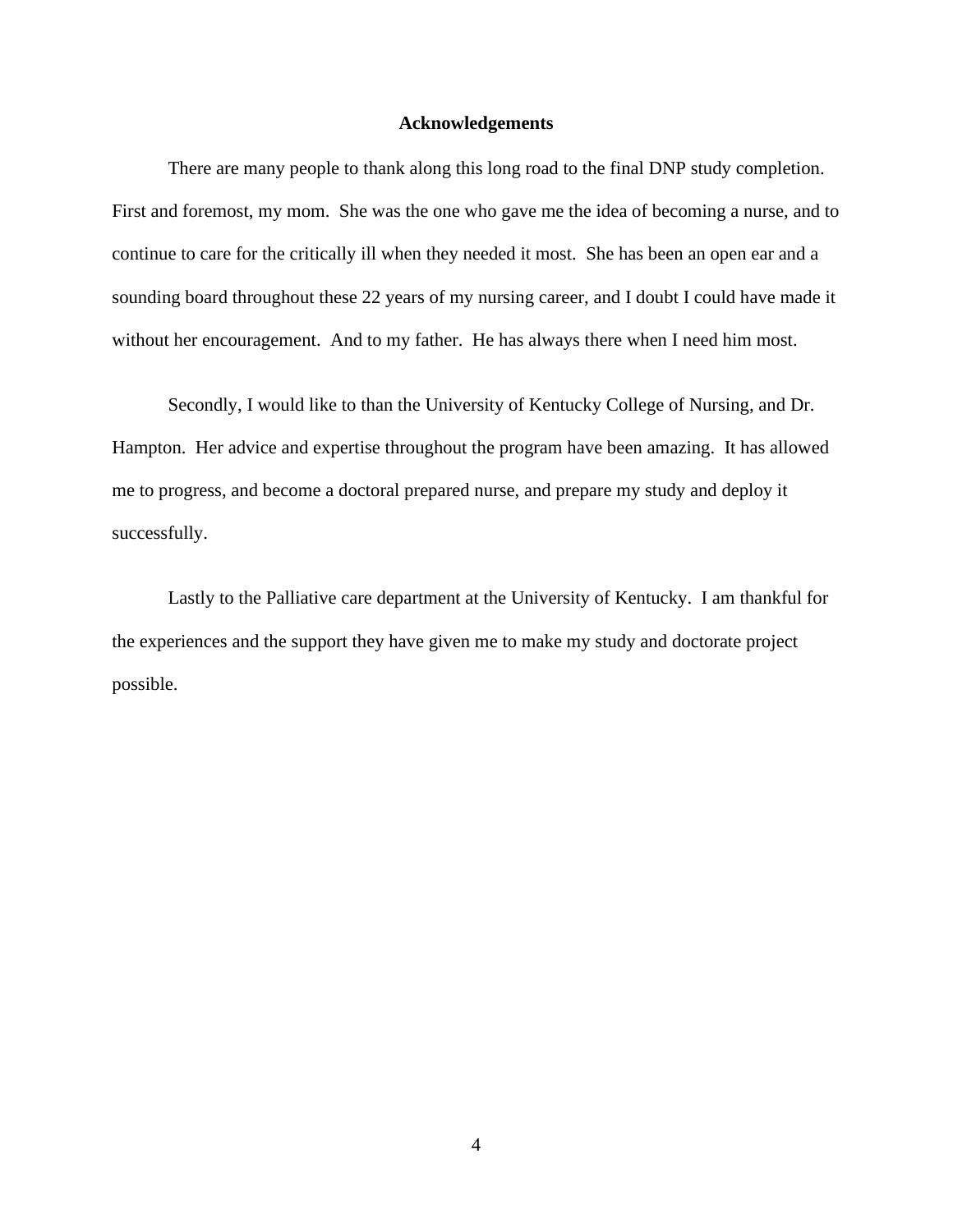# Acknowledgements

There are many people to thank along this long road to the final DNP study completion. First and foremost, my mom. She was the one who gave me the idea of becoming a nurse, and to continue to care for the critically ill when they needed it most. She has been an open ear and a sounding board throughout these 22 years of my nursing career, and I doubt I could have made it without her encouragement. And to my father. He has always there when I need him most.

Secondly, I would like to than the University of Kentucky College of Nursing, and Dr. Hampton. Her advice and expertise throughout the program have been amazing. It has allowed me to progress, and become a doctoral prepared nurse, and prepare my study and deploy it successfully.

Lastly to the Palliative care department at the University of Kentucky. I am thankful for the experiences and the support they have given me to make my study and doctorate project possible.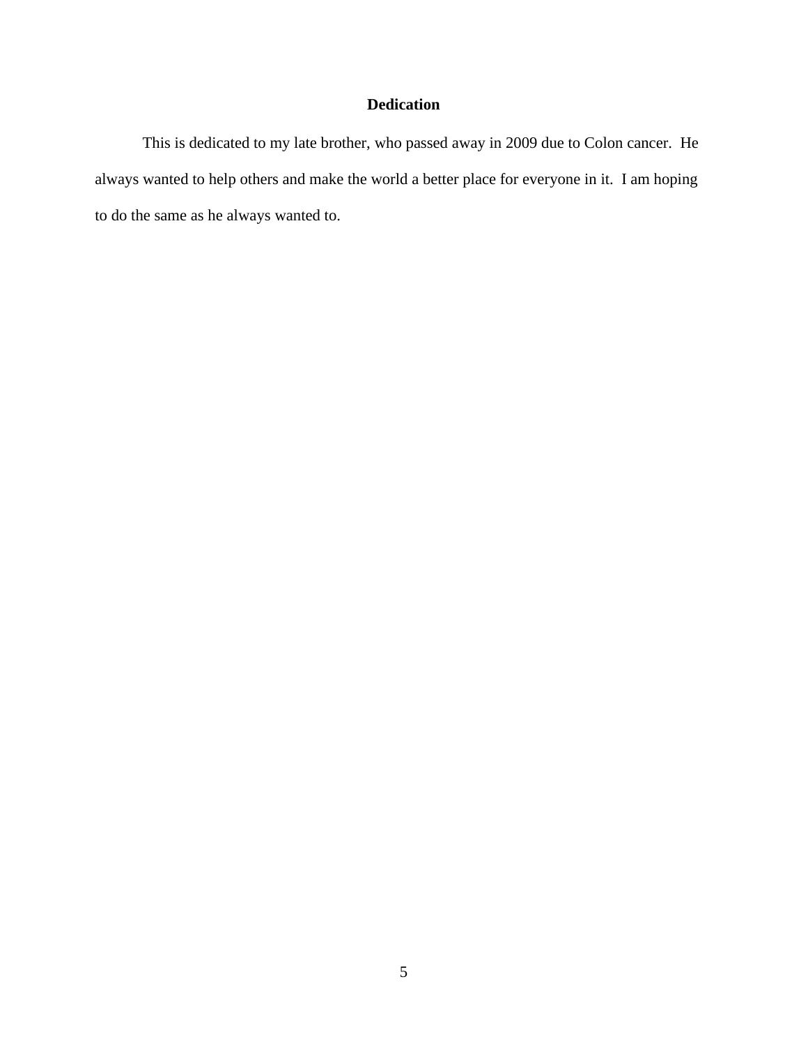## Dedication

This is dedicated to my late brother, who passed away in 2009 due to Colon cancer. He always wanted to help others and make the world a better place for everyone in it. I am hoping to do the same as he always wanted to.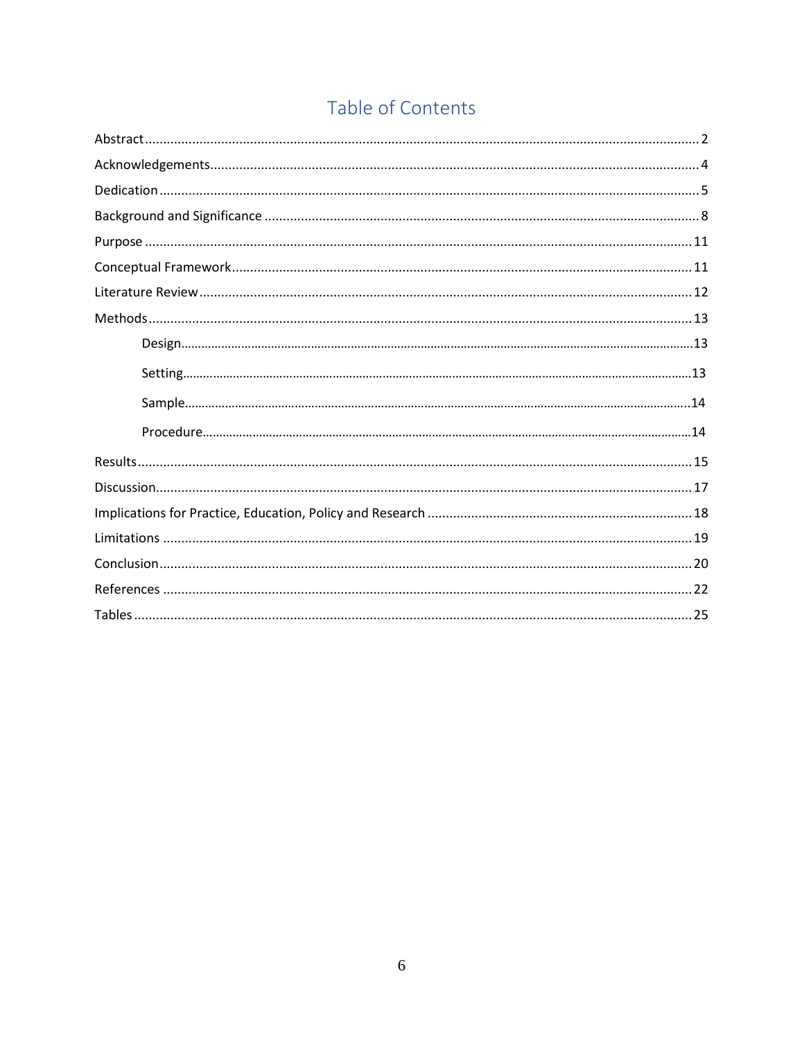# Table of Contents

Abstract ........................................................................................................................................... 2

Acknowledgements......................................................................................................................... 4

Dedication ........................................................................................................................................ 5

Background and Significance ......................................................................................................... 8

Purpose ........................................................................................................................................... 11

Conceptual Framework .................................................................................................................. 11

Literature Review ........................................................................................................................... 12

Methods .......................................................................................................................................... 13

- Design.................................................................................................................................13
- Setting................................................................................................................................13
- Sample...............................................................................................................................14
- Procedure...........................................................................................................................14

Results ............................................................................................................................................ 15

Discussion....................................................................................................................................... 17

Implications for Practice, Education, Policy and Research ............................................................ 18

Limitations ..................................................................................................................................... 19

Conclusion ...................................................................................................................................... 20

References ..................................................................................................................................... 22

Tables ............................................................................................................................................. 25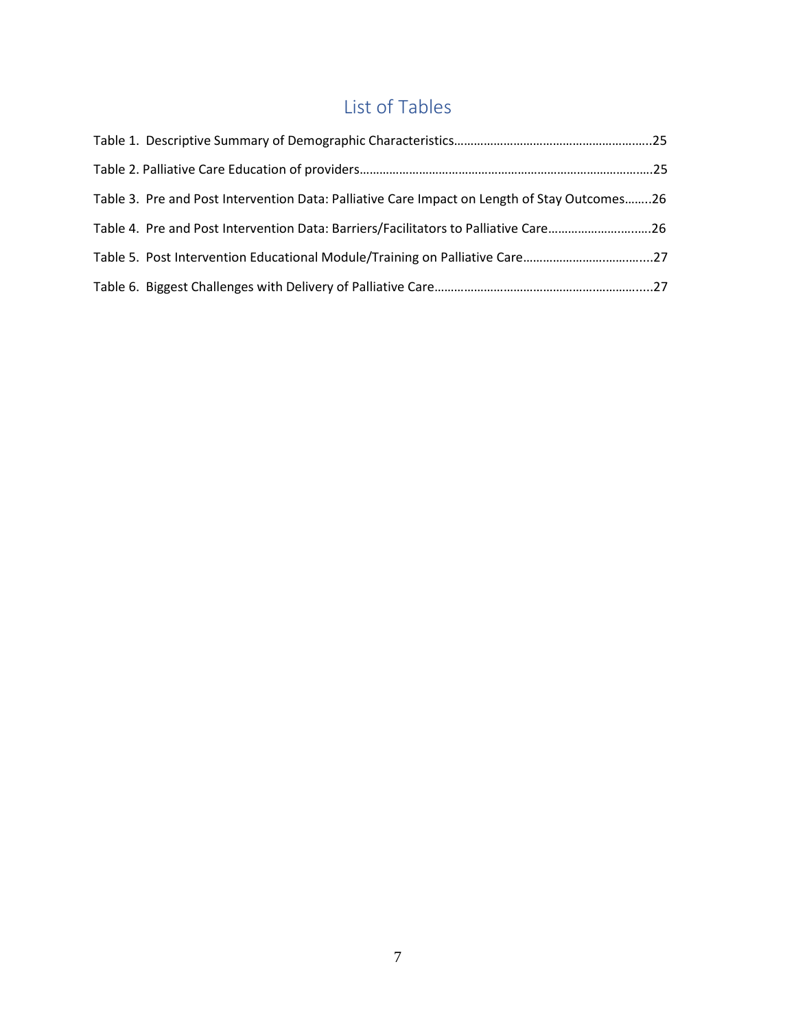# List of Tables

Table 1. Descriptive Summary of Demographic Characteristics……………………………………………………..25

Table 2. Palliative Care Education of providers……………………………………………………………………………..25

Table 3. Pre and Post Intervention Data: Palliative Care Impact on Length of Stay Outcomes……..26

Table 4. Pre and Post Intervention Data: Barriers/Facilitators to Palliative Care…………………….……26

Table 5. Post Intervention Educational Module/Training on Palliative Care…………………………….....27

Table 6. Biggest Challenges with Delivery of Palliative Care……………………………………………………....27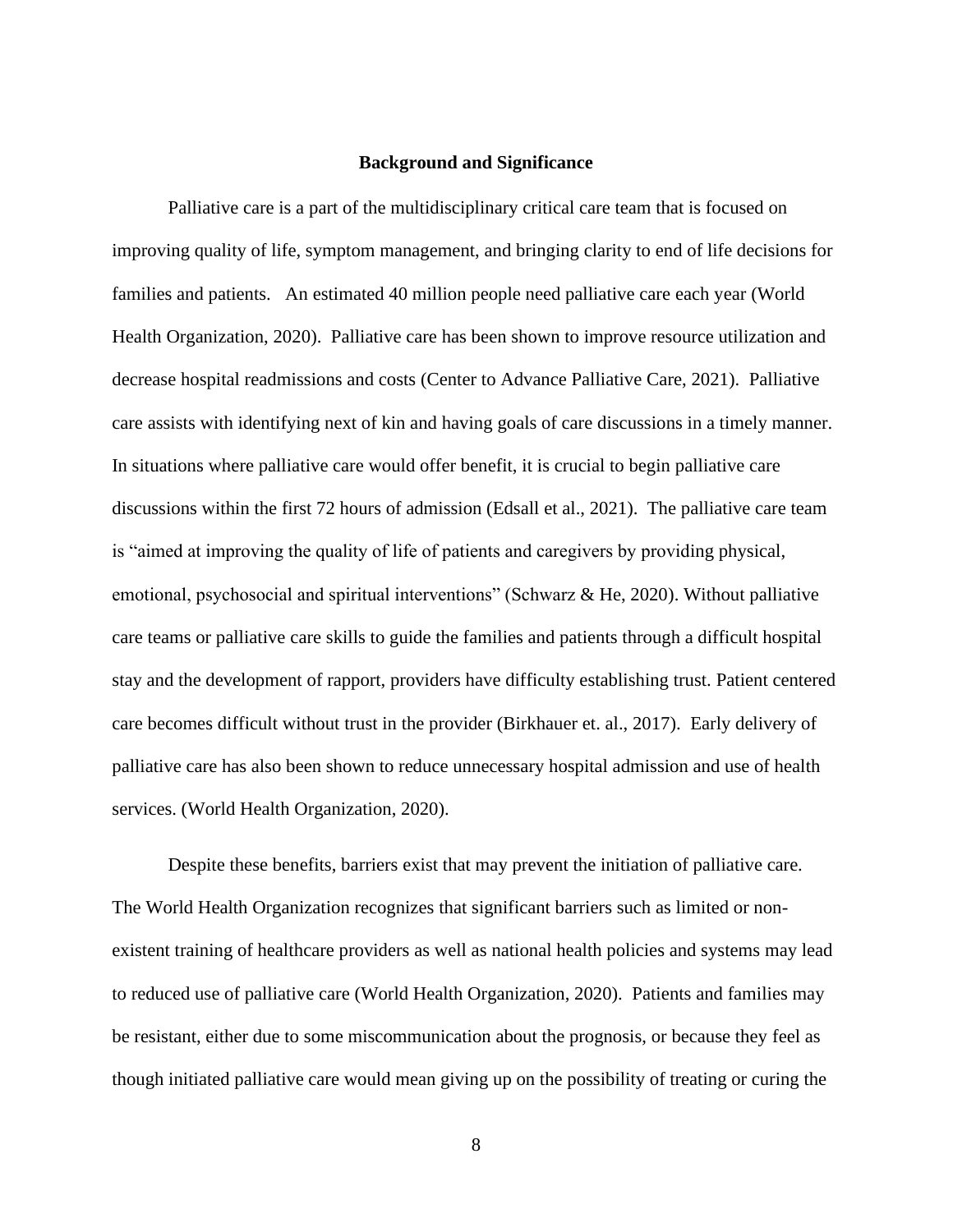## Background and Significance

Palliative care is a part of the multidisciplinary critical care team that is focused on improving quality of life, symptom management, and bringing clarity to end of life decisions for families and patients. An estimated 40 million people need palliative care each year (World Health Organization, 2020). Palliative care has been shown to improve resource utilization and decrease hospital readmissions and costs (Center to Advance Palliative Care, 2021). Palliative care assists with identifying next of kin and having goals of care discussions in a timely manner. In situations where palliative care would offer benefit, it is crucial to begin palliative care discussions within the first 72 hours of admission (Edsall et al., 2021). The palliative care team is "aimed at improving the quality of life of patients and caregivers by providing physical, emotional, psychosocial and spiritual interventions" (Schwarz & He, 2020). Without palliative care teams or palliative care skills to guide the families and patients through a difficult hospital stay and the development of rapport, providers have difficulty establishing trust. Patient centered care becomes difficult without trust in the provider (Birkhauer et. al., 2017). Early delivery of palliative care has also been shown to reduce unnecessary hospital admission and use of health services. (World Health Organization, 2020).

Despite these benefits, barriers exist that may prevent the initiation of palliative care. The World Health Organization recognizes that significant barriers such as limited or non-existent training of healthcare providers as well as national health policies and systems may lead to reduced use of palliative care (World Health Organization, 2020). Patients and families may be resistant, either due to some miscommunication about the prognosis, or because they feel as though initiated palliative care would mean giving up on the possibility of treating or curing the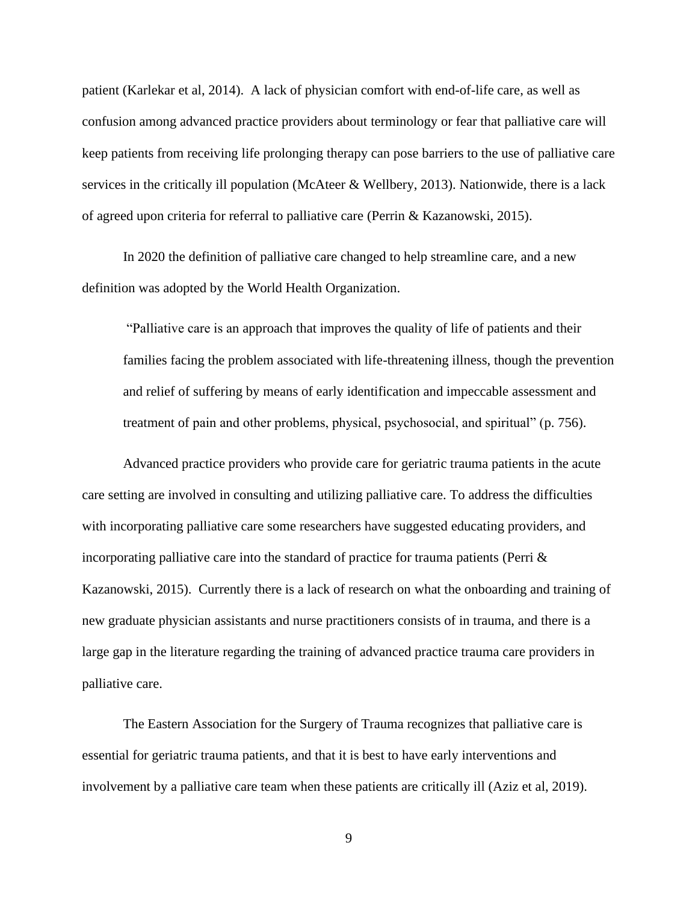patient (Karlekar et al, 2014). A lack of physician comfort with end-of-life care, as well as confusion among advanced practice providers about terminology or fear that palliative care will keep patients from receiving life prolonging therapy can pose barriers to the use of palliative care services in the critically ill population (McAteer & Wellbery, 2013). Nationwide, there is a lack of agreed upon criteria for referral to palliative care (Perrin & Kazanowski, 2015).

In 2020 the definition of palliative care changed to help streamline care, and a new definition was adopted by the World Health Organization.

> "Palliative care is an approach that improves the quality of life of patients and their families facing the problem associated with life-threatening illness, though the prevention and relief of suffering by means of early identification and impeccable assessment and treatment of pain and other problems, physical, psychosocial, and spiritual" (p. 756).

Advanced practice providers who provide care for geriatric trauma patients in the acute care setting are involved in consulting and utilizing palliative care. To address the difficulties with incorporating palliative care some researchers have suggested educating providers, and incorporating palliative care into the standard of practice for trauma patients (Perri & Kazanowski, 2015). Currently there is a lack of research on what the onboarding and training of new graduate physician assistants and nurse practitioners consists of in trauma, and there is a large gap in the literature regarding the training of advanced practice trauma care providers in palliative care.

The Eastern Association for the Surgery of Trauma recognizes that palliative care is essential for geriatric trauma patients, and that it is best to have early interventions and involvement by a palliative care team when these patients are critically ill (Aziz et al, 2019).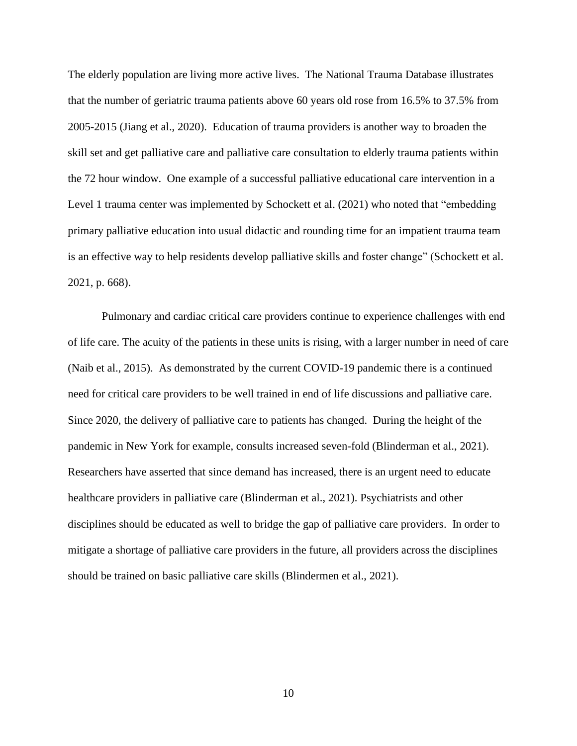The elderly population are living more active lives. The National Trauma Database illustrates that the number of geriatric trauma patients above 60 years old rose from 16.5% to 37.5% from 2005-2015 (Jiang et al., 2020). Education of trauma providers is another way to broaden the skill set and get palliative care and palliative care consultation to elderly trauma patients within the 72 hour window. One example of a successful palliative educational care intervention in a Level 1 trauma center was implemented by Schockett et al. (2021) who noted that "embedding primary palliative education into usual didactic and rounding time for an impatient trauma team is an effective way to help residents develop palliative skills and foster change" (Schockett et al. 2021, p. 668).

Pulmonary and cardiac critical care providers continue to experience challenges with end of life care. The acuity of the patients in these units is rising, with a larger number in need of care (Naib et al., 2015). As demonstrated by the current COVID-19 pandemic there is a continued need for critical care providers to be well trained in end of life discussions and palliative care. Since 2020, the delivery of palliative care to patients has changed. During the height of the pandemic in New York for example, consults increased seven-fold (Blinderman et al., 2021). Researchers have asserted that since demand has increased, there is an urgent need to educate healthcare providers in palliative care (Blinderman et al., 2021). Psychiatrists and other disciplines should be educated as well to bridge the gap of palliative care providers. In order to mitigate a shortage of palliative care providers in the future, all providers across the disciplines should be trained on basic palliative care skills (Blindermen et al., 2021).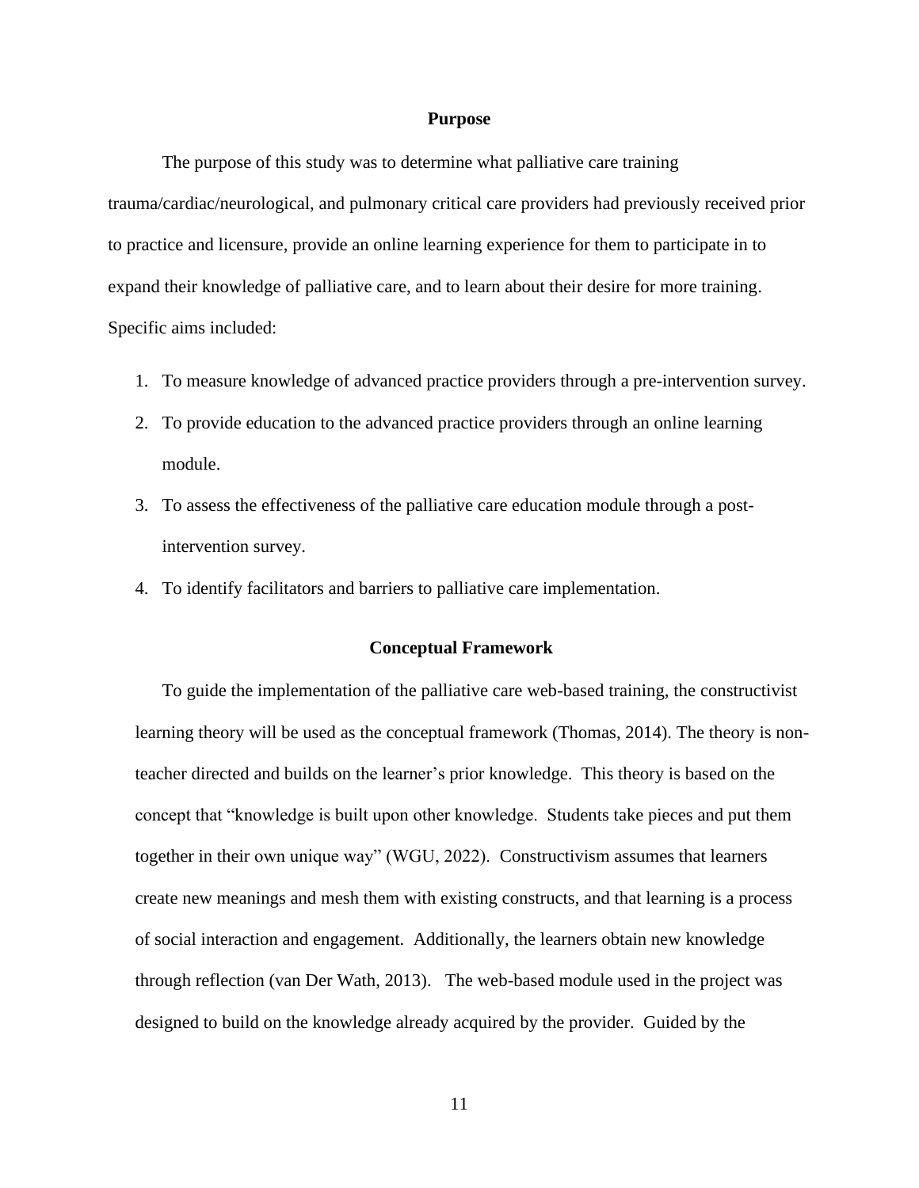## Purpose

The purpose of this study was to determine what palliative care training trauma/cardiac/neurological, and pulmonary critical care providers had previously received prior to practice and licensure, provide an online learning experience for them to participate in to expand their knowledge of palliative care, and to learn about their desire for more training. Specific aims included:

1. To measure knowledge of advanced practice providers through a pre-intervention survey.
2. To provide education to the advanced practice providers through an online learning module.
3. To assess the effectiveness of the palliative care education module through a post-intervention survey.
4. To identify facilitators and barriers to palliative care implementation.

## Conceptual Framework

To guide the implementation of the palliative care web-based training, the constructivist learning theory will be used as the conceptual framework (Thomas, 2014). The theory is non-teacher directed and builds on the learner's prior knowledge. This theory is based on the concept that "knowledge is built upon other knowledge. Students take pieces and put them together in their own unique way" (WGU, 2022). Constructivism assumes that learners create new meanings and mesh them with existing constructs, and that learning is a process of social interaction and engagement. Additionally, the learners obtain new knowledge through reflection (van Der Wath, 2013). The web-based module used in the project was designed to build on the knowledge already acquired by the provider. Guided by the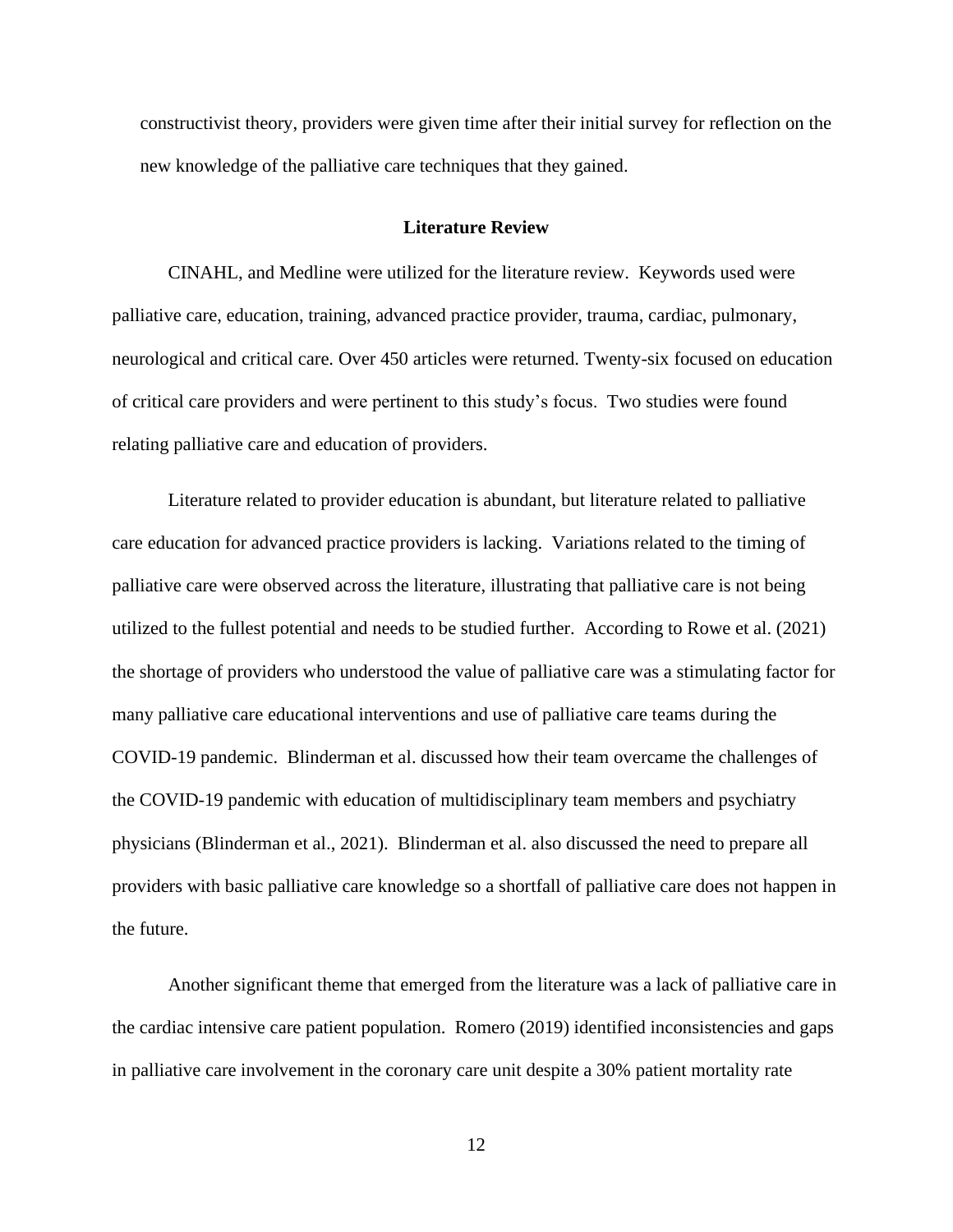constructivist theory, providers were given time after their initial survey for reflection on the new knowledge of the palliative care techniques that they gained.

## Literature Review

CINAHL, and Medline were utilized for the literature review. Keywords used were palliative care, education, training, advanced practice provider, trauma, cardiac, pulmonary, neurological and critical care. Over 450 articles were returned. Twenty-six focused on education of critical care providers and were pertinent to this study's focus. Two studies were found relating palliative care and education of providers.

Literature related to provider education is abundant, but literature related to palliative care education for advanced practice providers is lacking. Variations related to the timing of palliative care were observed across the literature, illustrating that palliative care is not being utilized to the fullest potential and needs to be studied further. According to Rowe et al. (2021) the shortage of providers who understood the value of palliative care was a stimulating factor for many palliative care educational interventions and use of palliative care teams during the COVID-19 pandemic. Blinderman et al. discussed how their team overcame the challenges of the COVID-19 pandemic with education of multidisciplinary team members and psychiatry physicians (Blinderman et al., 2021). Blinderman et al. also discussed the need to prepare all providers with basic palliative care knowledge so a shortfall of palliative care does not happen in the future.

Another significant theme that emerged from the literature was a lack of palliative care in the cardiac intensive care patient population. Romero (2019) identified inconsistencies and gaps in palliative care involvement in the coronary care unit despite a 30% patient mortality rate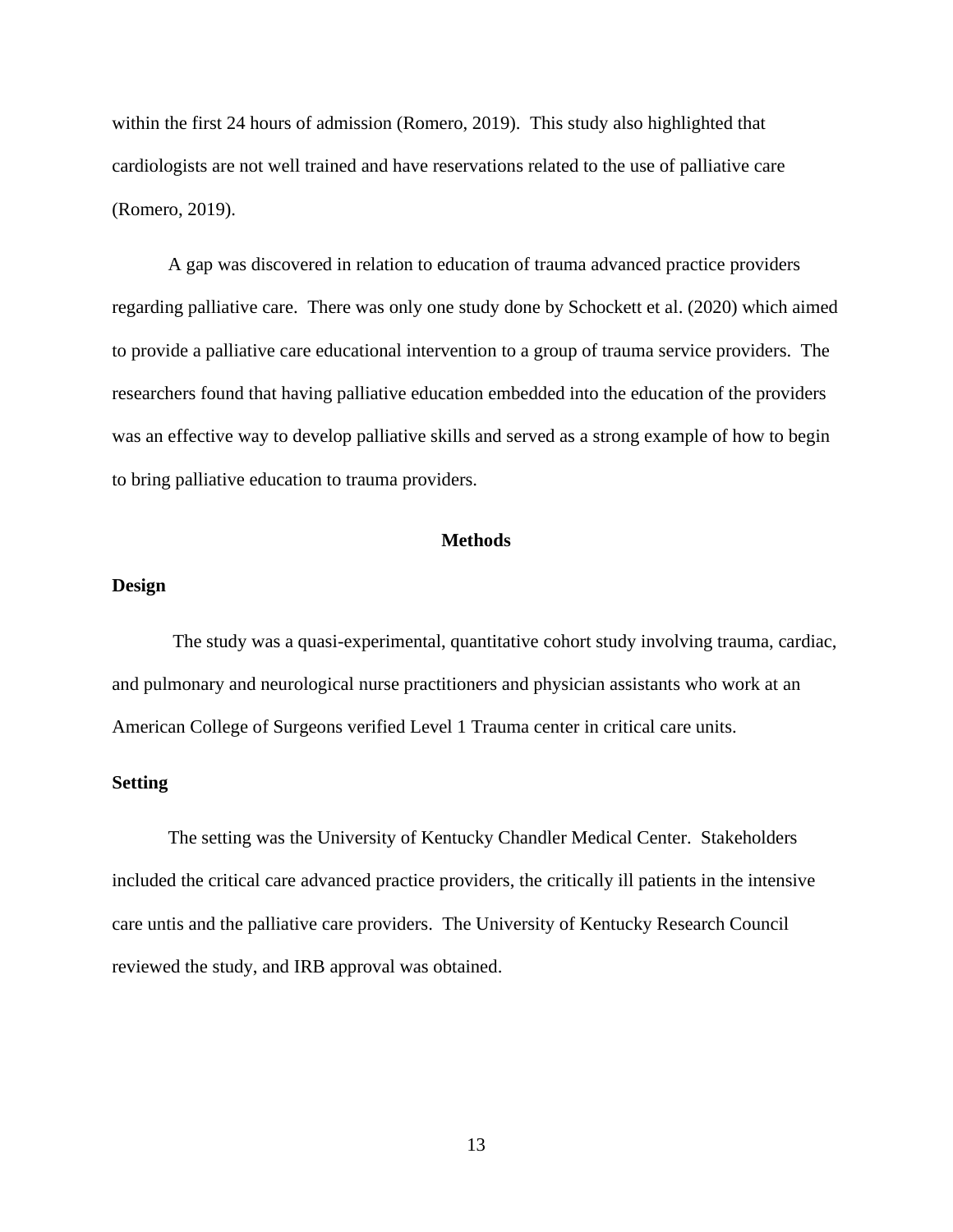within the first 24 hours of admission (Romero, 2019). This study also highlighted that cardiologists are not well trained and have reservations related to the use of palliative care (Romero, 2019).

A gap was discovered in relation to education of trauma advanced practice providers regarding palliative care. There was only one study done by Schockett et al. (2020) which aimed to provide a palliative care educational intervention to a group of trauma service providers. The researchers found that having palliative education embedded into the education of the providers was an effective way to develop palliative skills and served as a strong example of how to begin to bring palliative education to trauma providers.

## Methods

### Design

The study was a quasi-experimental, quantitative cohort study involving trauma, cardiac, and pulmonary and neurological nurse practitioners and physician assistants who work at an American College of Surgeons verified Level 1 Trauma center in critical care units.

### Setting

The setting was the University of Kentucky Chandler Medical Center. Stakeholders included the critical care advanced practice providers, the critically ill patients in the intensive care untis and the palliative care providers. The University of Kentucky Research Council reviewed the study, and IRB approval was obtained.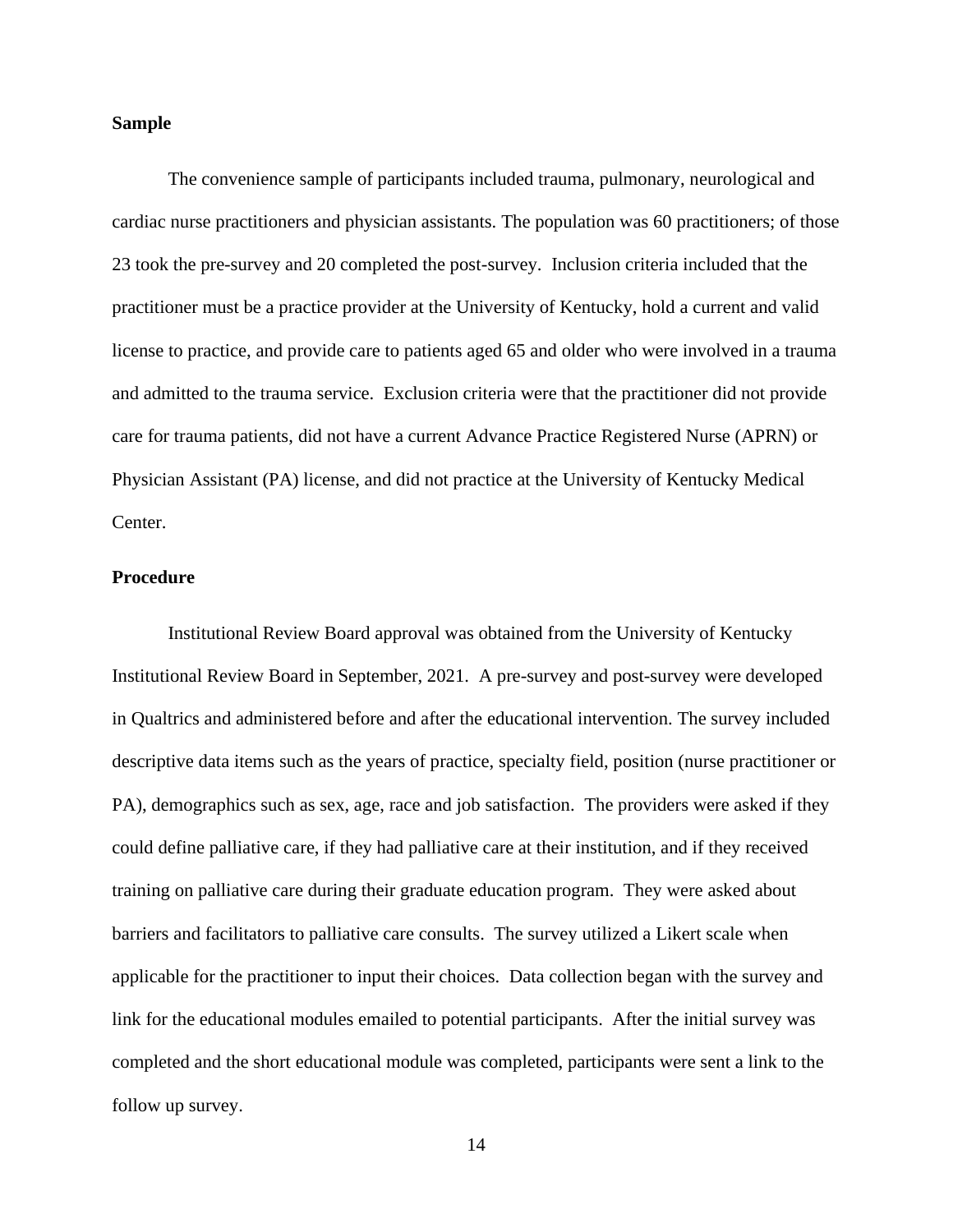**Sample**

The convenience sample of participants included trauma, pulmonary, neurological and cardiac nurse practitioners and physician assistants. The population was 60 practitioners; of those 23 took the pre-survey and 20 completed the post-survey. Inclusion criteria included that the practitioner must be a practice provider at the University of Kentucky, hold a current and valid license to practice, and provide care to patients aged 65 and older who were involved in a trauma and admitted to the trauma service. Exclusion criteria were that the practitioner did not provide care for trauma patients, did not have a current Advance Practice Registered Nurse (APRN) or Physician Assistant (PA) license, and did not practice at the University of Kentucky Medical Center.

**Procedure**

Institutional Review Board approval was obtained from the University of Kentucky Institutional Review Board in September, 2021. A pre-survey and post-survey were developed in Qualtrics and administered before and after the educational intervention. The survey included descriptive data items such as the years of practice, specialty field, position (nurse practitioner or PA), demographics such as sex, age, race and job satisfaction. The providers were asked if they could define palliative care, if they had palliative care at their institution, and if they received training on palliative care during their graduate education program. They were asked about barriers and facilitators to palliative care consults. The survey utilized a Likert scale when applicable for the practitioner to input their choices. Data collection began with the survey and link for the educational modules emailed to potential participants. After the initial survey was completed and the short educational module was completed, participants were sent a link to the follow up survey.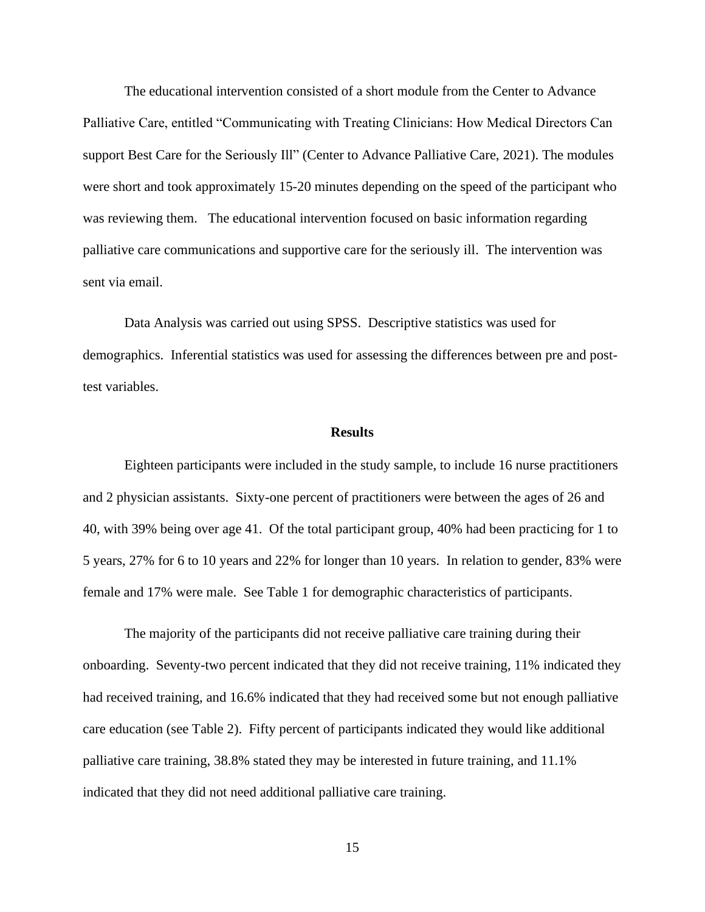The educational intervention consisted of a short module from the Center to Advance Palliative Care, entitled "Communicating with Treating Clinicians: How Medical Directors Can support Best Care for the Seriously Ill" (Center to Advance Palliative Care, 2021). The modules were short and took approximately 15-20 minutes depending on the speed of the participant who was reviewing them. The educational intervention focused on basic information regarding palliative care communications and supportive care for the seriously ill. The intervention was sent via email.

Data Analysis was carried out using SPSS. Descriptive statistics was used for demographics. Inferential statistics was used for assessing the differences between pre and post-test variables.

## Results

Eighteen participants were included in the study sample, to include 16 nurse practitioners and 2 physician assistants. Sixty-one percent of practitioners were between the ages of 26 and 40, with 39% being over age 41. Of the total participant group, 40% had been practicing for 1 to 5 years, 27% for 6 to 10 years and 22% for longer than 10 years. In relation to gender, 83% were female and 17% were male. See Table 1 for demographic characteristics of participants.

The majority of the participants did not receive palliative care training during their onboarding. Seventy-two percent indicated that they did not receive training, 11% indicated they had received training, and 16.6% indicated that they had received some but not enough palliative care education (see Table 2). Fifty percent of participants indicated they would like additional palliative care training, 38.8% stated they may be interested in future training, and 11.1% indicated that they did not need additional palliative care training.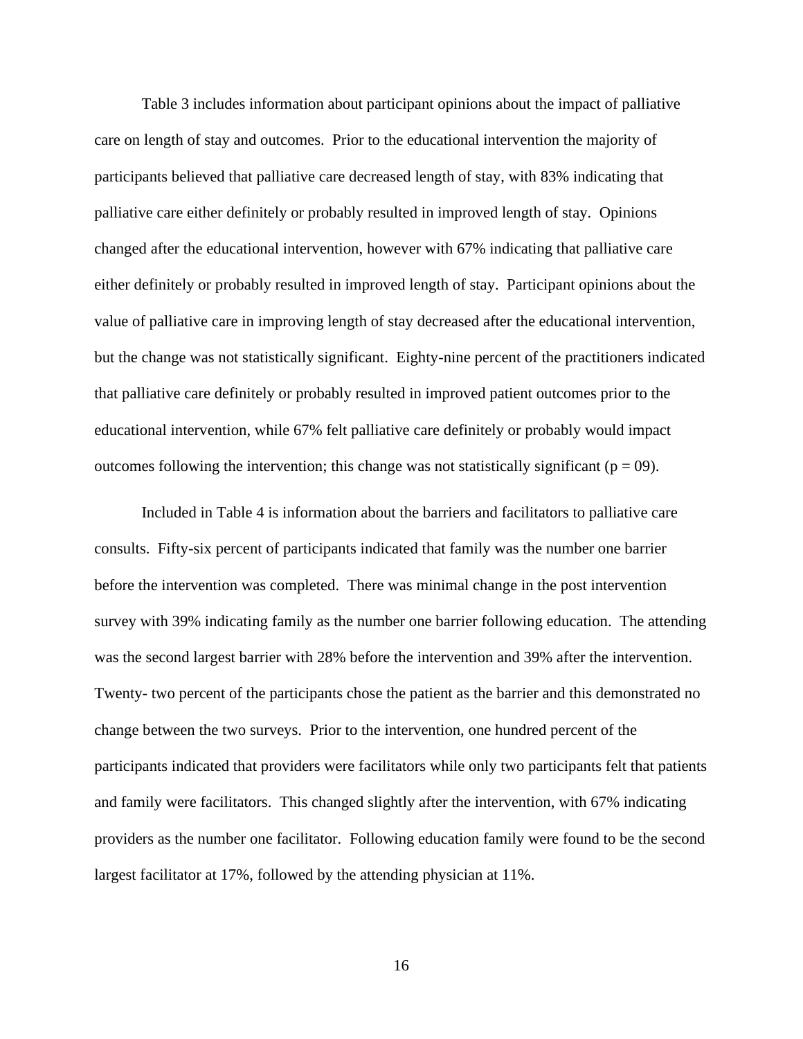Table 3 includes information about participant opinions about the impact of palliative care on length of stay and outcomes. Prior to the educational intervention the majority of participants believed that palliative care decreased length of stay, with 83% indicating that palliative care either definitely or probably resulted in improved length of stay. Opinions changed after the educational intervention, however with 67% indicating that palliative care either definitely or probably resulted in improved length of stay. Participant opinions about the value of palliative care in improving length of stay decreased after the educational intervention, but the change was not statistically significant. Eighty-nine percent of the practitioners indicated that palliative care definitely or probably resulted in improved patient outcomes prior to the educational intervention, while 67% felt palliative care definitely or probably would impact outcomes following the intervention; this change was not statistically significant ($p = 09$).

Included in Table 4 is information about the barriers and facilitators to palliative care consults. Fifty-six percent of participants indicated that family was the number one barrier before the intervention was completed. There was minimal change in the post intervention survey with 39% indicating family as the number one barrier following education. The attending was the second largest barrier with 28% before the intervention and 39% after the intervention. Twenty- two percent of the participants chose the patient as the barrier and this demonstrated no change between the two surveys. Prior to the intervention, one hundred percent of the participants indicated that providers were facilitators while only two participants felt that patients and family were facilitators. This changed slightly after the intervention, with 67% indicating providers as the number one facilitator. Following education family were found to be the second largest facilitator at 17%, followed by the attending physician at 11%.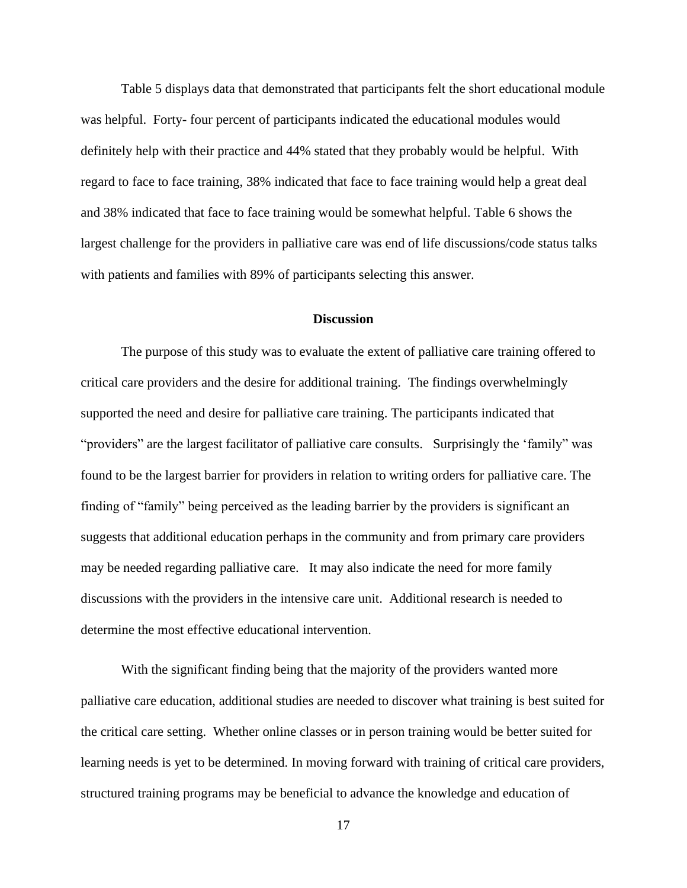Table 5 displays data that demonstrated that participants felt the short educational module was helpful. Forty- four percent of participants indicated the educational modules would definitely help with their practice and 44% stated that they probably would be helpful. With regard to face to face training, 38% indicated that face to face training would help a great deal and 38% indicated that face to face training would be somewhat helpful. Table 6 shows the largest challenge for the providers in palliative care was end of life discussions/code status talks with patients and families with 89% of participants selecting this answer.

## Discussion

The purpose of this study was to evaluate the extent of palliative care training offered to critical care providers and the desire for additional training. The findings overwhelmingly supported the need and desire for palliative care training. The participants indicated that "providers" are the largest facilitator of palliative care consults. Surprisingly the 'family" was found to be the largest barrier for providers in relation to writing orders for palliative care. The finding of "family" being perceived as the leading barrier by the providers is significant an suggests that additional education perhaps in the community and from primary care providers may be needed regarding palliative care. It may also indicate the need for more family discussions with the providers in the intensive care unit. Additional research is needed to determine the most effective educational intervention.

With the significant finding being that the majority of the providers wanted more palliative care education, additional studies are needed to discover what training is best suited for the critical care setting. Whether online classes or in person training would be better suited for learning needs is yet to be determined. In moving forward with training of critical care providers, structured training programs may be beneficial to advance the knowledge and education of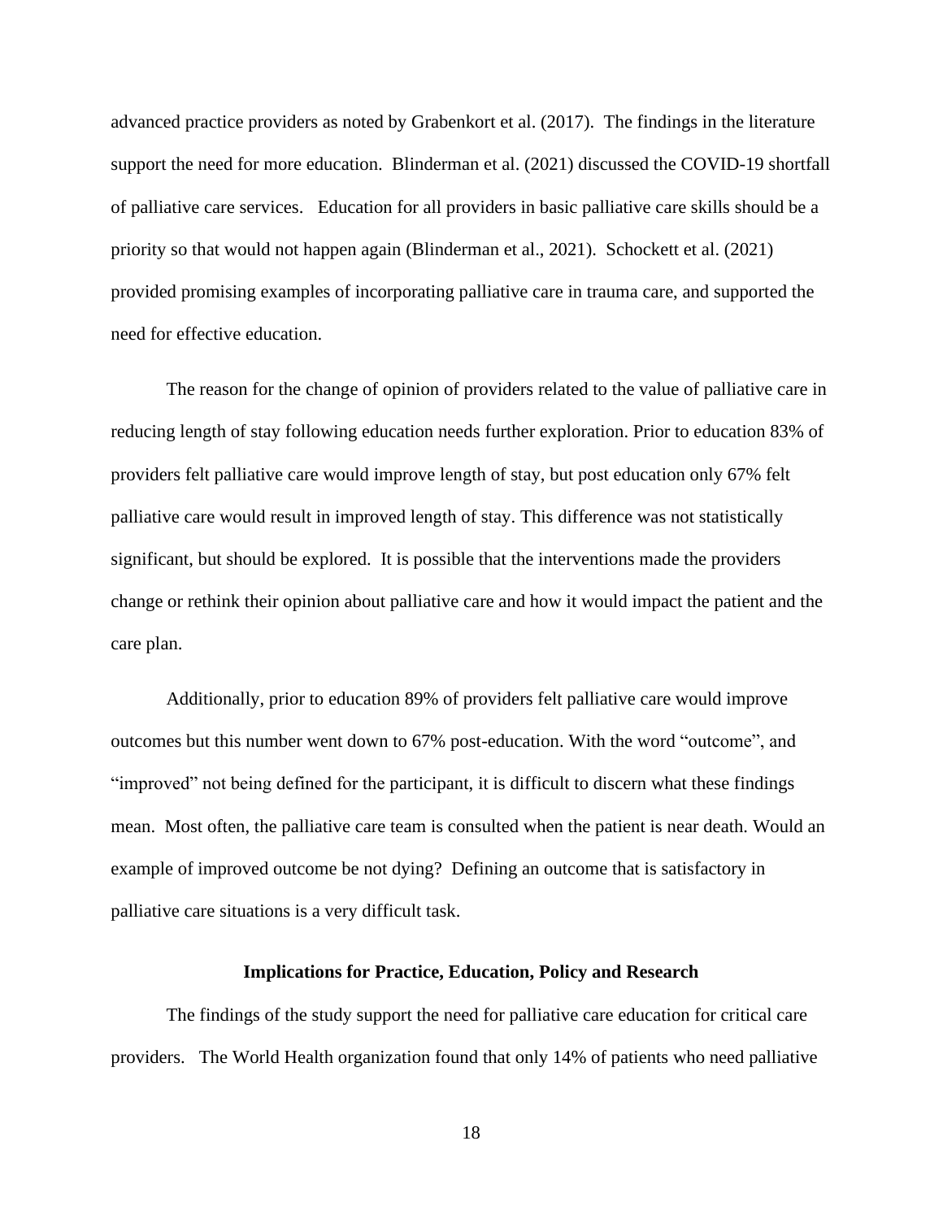advanced practice providers as noted by Grabenkort et al. (2017). The findings in the literature support the need for more education. Blinderman et al. (2021) discussed the COVID-19 shortfall of palliative care services. Education for all providers in basic palliative care skills should be a priority so that would not happen again (Blinderman et al., 2021). Schockett et al. (2021) provided promising examples of incorporating palliative care in trauma care, and supported the need for effective education.

The reason for the change of opinion of providers related to the value of palliative care in reducing length of stay following education needs further exploration. Prior to education 83% of providers felt palliative care would improve length of stay, but post education only 67% felt palliative care would result in improved length of stay. This difference was not statistically significant, but should be explored. It is possible that the interventions made the providers change or rethink their opinion about palliative care and how it would impact the patient and the care plan.

Additionally, prior to education 89% of providers felt palliative care would improve outcomes but this number went down to 67% post-education. With the word "outcome", and "improved" not being defined for the participant, it is difficult to discern what these findings mean. Most often, the palliative care team is consulted when the patient is near death. Would an example of improved outcome be not dying? Defining an outcome that is satisfactory in palliative care situations is a very difficult task.

## Implications for Practice, Education, Policy and Research

The findings of the study support the need for palliative care education for critical care providers. The World Health organization found that only 14% of patients who need palliative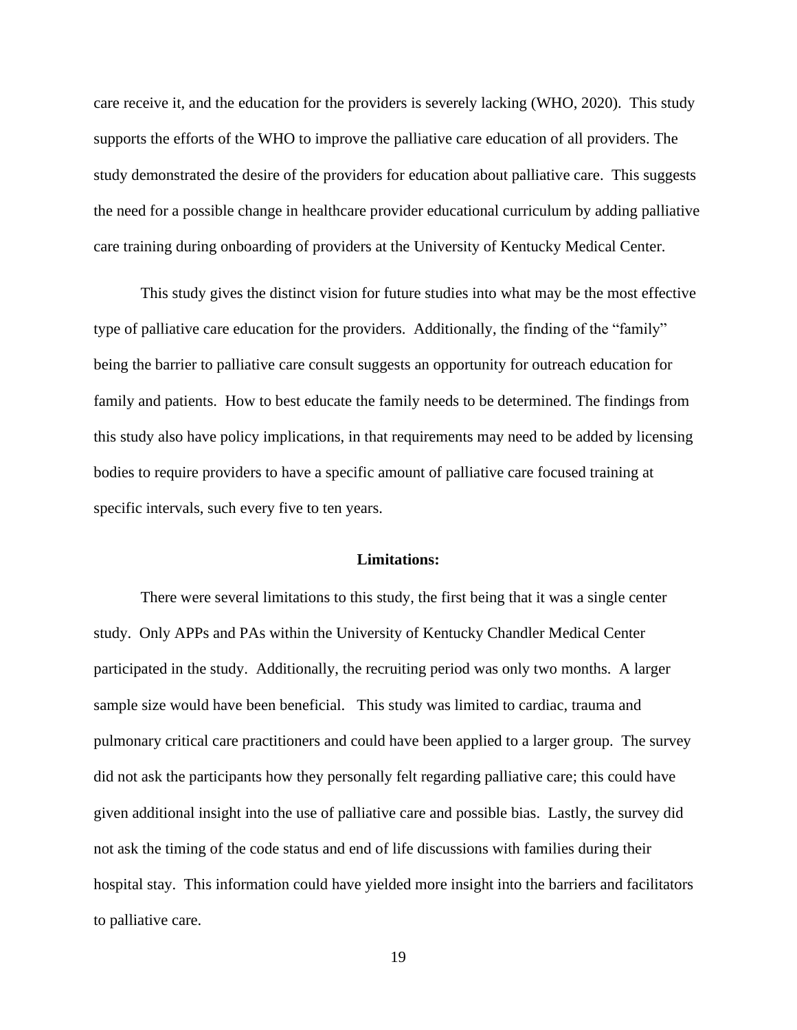care receive it, and the education for the providers is severely lacking (WHO, 2020). This study supports the efforts of the WHO to improve the palliative care education of all providers. The study demonstrated the desire of the providers for education about palliative care. This suggests the need for a possible change in healthcare provider educational curriculum by adding palliative care training during onboarding of providers at the University of Kentucky Medical Center.

This study gives the distinct vision for future studies into what may be the most effective type of palliative care education for the providers. Additionally, the finding of the "family" being the barrier to palliative care consult suggests an opportunity for outreach education for family and patients. How to best educate the family needs to be determined. The findings from this study also have policy implications, in that requirements may need to be added by licensing bodies to require providers to have a specific amount of palliative care focused training at specific intervals, such every five to ten years.

**Limitations:**

There were several limitations to this study, the first being that it was a single center study. Only APPs and PAs within the University of Kentucky Chandler Medical Center participated in the study. Additionally, the recruiting period was only two months. A larger sample size would have been beneficial. This study was limited to cardiac, trauma and pulmonary critical care practitioners and could have been applied to a larger group. The survey did not ask the participants how they personally felt regarding palliative care; this could have given additional insight into the use of palliative care and possible bias. Lastly, the survey did not ask the timing of the code status and end of life discussions with families during their hospital stay. This information could have yielded more insight into the barriers and facilitators to palliative care.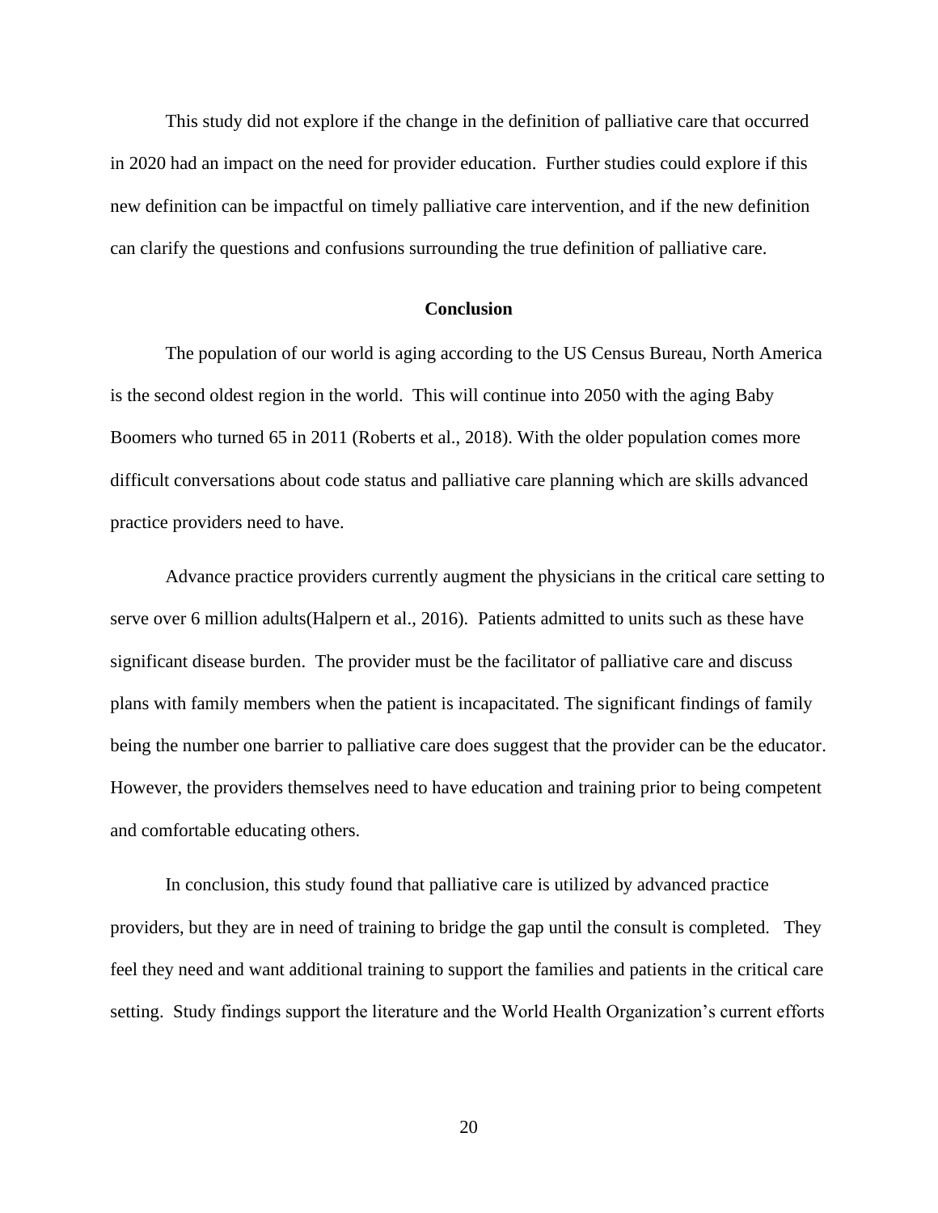This study did not explore if the change in the definition of palliative care that occurred in 2020 had an impact on the need for provider education. Further studies could explore if this new definition can be impactful on timely palliative care intervention, and if the new definition can clarify the questions and confusions surrounding the true definition of palliative care.

## Conclusion

The population of our world is aging according to the US Census Bureau, North America is the second oldest region in the world. This will continue into 2050 with the aging Baby Boomers who turned 65 in 2011 (Roberts et al., 2018). With the older population comes more difficult conversations about code status and palliative care planning which are skills advanced practice providers need to have.

Advance practice providers currently augment the physicians in the critical care setting to serve over 6 million adults(Halpern et al., 2016). Patients admitted to units such as these have significant disease burden. The provider must be the facilitator of palliative care and discuss plans with family members when the patient is incapacitated. The significant findings of family being the number one barrier to palliative care does suggest that the provider can be the educator. However, the providers themselves need to have education and training prior to being competent and comfortable educating others.

In conclusion, this study found that palliative care is utilized by advanced practice providers, but they are in need of training to bridge the gap until the consult is completed. They feel they need and want additional training to support the families and patients in the critical care setting. Study findings support the literature and the World Health Organization's current efforts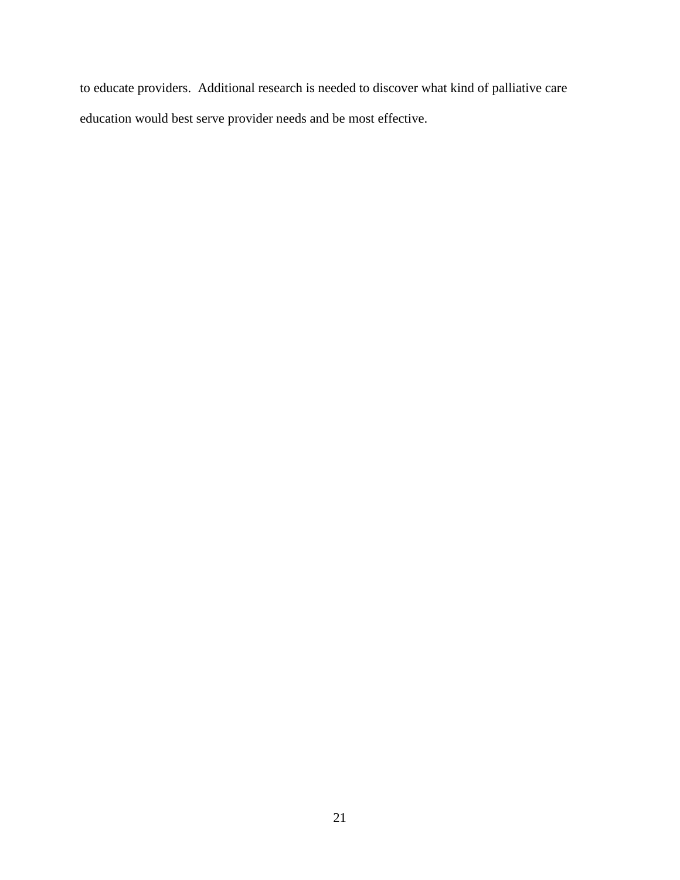to educate providers. Additional research is needed to discover what kind of palliative care education would best serve provider needs and be most effective.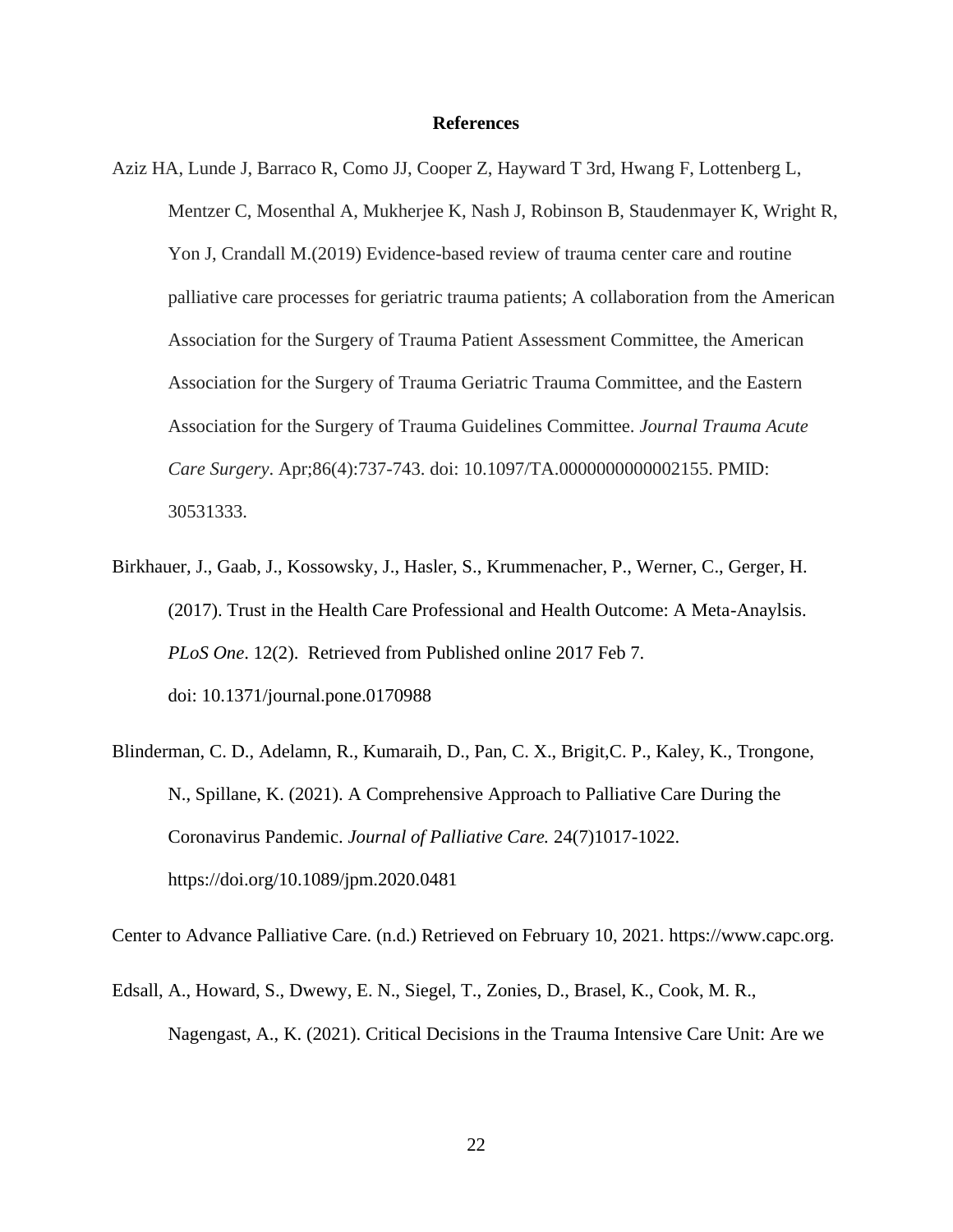**References**

Aziz HA, Lunde J, Barraco R, Como JJ, Cooper Z, Hayward T 3rd, Hwang F, Lottenberg L, Mentzer C, Mosenthal A, Mukherjee K, Nash J, Robinson B, Staudenmayer K, Wright R, Yon J, Crandall M.(2019) Evidence-based review of trauma center care and routine palliative care processes for geriatric trauma patients; A collaboration from the American Association for the Surgery of Trauma Patient Assessment Committee, the American Association for the Surgery of Trauma Geriatric Trauma Committee, and the Eastern Association for the Surgery of Trauma Guidelines Committee. *Journal Trauma Acute Care Surgery*. Apr;86(4):737-743. doi: 10.1097/TA.0000000000002155. PMID: 30531333.

Birkhauer, J., Gaab, J., Kossowsky, J., Hasler, S., Krummenacher, P., Werner, C., Gerger, H. (2017). Trust in the Health Care Professional and Health Outcome: A Meta-Anaylsis. *PLoS One*. 12(2). Retrieved from Published online 2017 Feb 7. doi: 10.1371/journal.pone.0170988

Blinderman, C. D., Adelamn, R., Kumaraih, D., Pan, C. X., Brigit,C. P., Kaley, K., Trongone, N., Spillane, K. (2021). A Comprehensive Approach to Palliative Care During the Coronavirus Pandemic. *Journal of Palliative Care.* 24(7)1017-1022. https://doi.org/10.1089/jpm.2020.0481

Center to Advance Palliative Care. (n.d.) Retrieved on February 10, 2021. https://www.capc.org.

Edsall, A., Howard, S., Dwewy, E. N., Siegel, T., Zonies, D., Brasel, K., Cook, M. R., Nagengast, A., K. (2021). Critical Decisions in the Trauma Intensive Care Unit: Are we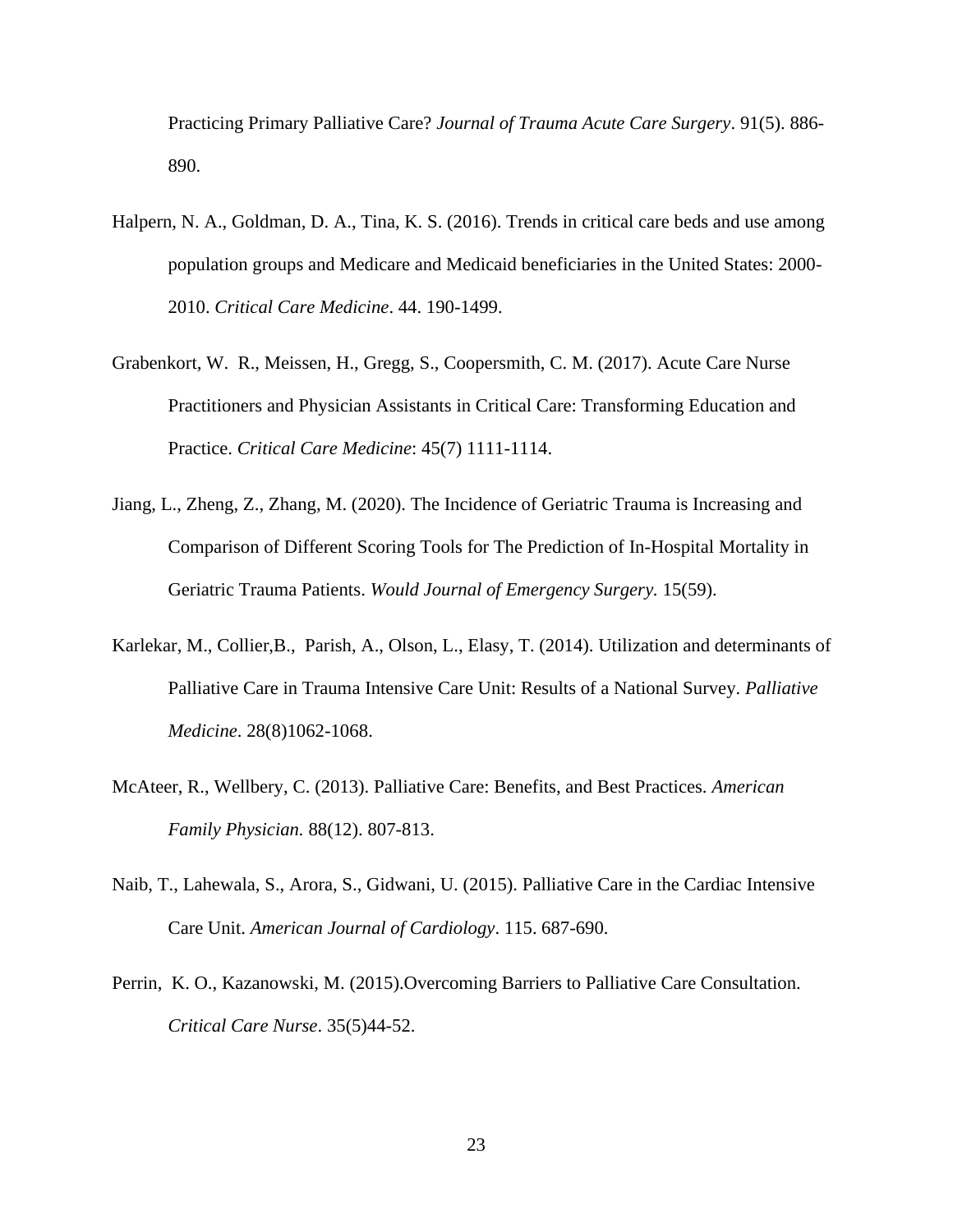Practicing Primary Palliative Care? *Journal of Trauma Acute Care Surgery*. 91(5). 886-890.

Halpern, N. A., Goldman, D. A., Tina, K. S. (2016). Trends in critical care beds and use among population groups and Medicare and Medicaid beneficiaries in the United States: 2000-2010. *Critical Care Medicine*. 44. 190-1499.

Grabenkort, W. R., Meissen, H., Gregg, S., Coopersmith, C. M. (2017). Acute Care Nurse Practitioners and Physician Assistants in Critical Care: Transforming Education and Practice. *Critical Care Medicine*: 45(7) 1111-1114.

Jiang, L., Zheng, Z., Zhang, M. (2020). The Incidence of Geriatric Trauma is Increasing and Comparison of Different Scoring Tools for The Prediction of In-Hospital Mortality in Geriatric Trauma Patients. *Would Journal of Emergency Surgery.* 15(59).

Karlekar, M., Collier,B., Parish, A., Olson, L., Elasy, T. (2014). Utilization and determinants of Palliative Care in Trauma Intensive Care Unit: Results of a National Survey. *Palliative Medicine*. 28(8)1062-1068.

McAteer, R., Wellbery, C. (2013). Palliative Care: Benefits, and Best Practices. *American Family Physician.* 88(12). 807-813.

Naib, T., Lahewala, S., Arora, S., Gidwani, U. (2015). Palliative Care in the Cardiac Intensive Care Unit. *American Journal of Cardiology*. 115. 687-690.

Perrin, K. O., Kazanowski, M. (2015).Overcoming Barriers to Palliative Care Consultation. *Critical Care Nurse*. 35(5)44-52.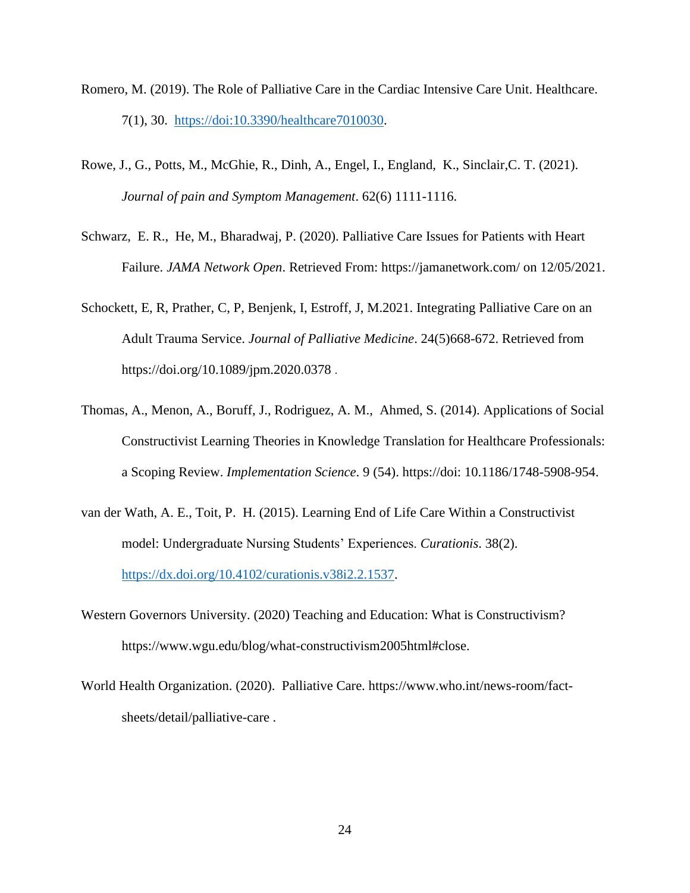Romero, M. (2019). The Role of Palliative Care in the Cardiac Intensive Care Unit. Healthcare. 7(1), 30. https://doi:10.3390/healthcare7010030.

Rowe, J., G., Potts, M., McGhie, R., Dinh, A., Engel, I., England, K., Sinclair,C. T. (2021). *Journal of pain and Symptom Management*. 62(6) 1111-1116.

Schwarz, E. R., He, M., Bharadwaj, P. (2020). Palliative Care Issues for Patients with Heart Failure. *JAMA Network Open*. Retrieved From: https://jamanetwork.com/ on 12/05/2021.

Schockett, E, R, Prather, C, P, Benjenk, I, Estroff, J, M.2021. Integrating Palliative Care on an Adult Trauma Service. *Journal of Palliative Medicine*. 24(5)668-672. Retrieved from https://doi.org/10.1089/jpm.2020.0378 .

Thomas, A., Menon, A., Boruff, J., Rodriguez, A. M., Ahmed, S. (2014). Applications of Social Constructivist Learning Theories in Knowledge Translation for Healthcare Professionals: a Scoping Review. *Implementation Science*. 9 (54). https://doi: 10.1186/1748-5908-954.

van der Wath, A. E., Toit, P. H. (2015). Learning End of Life Care Within a Constructivist model: Undergraduate Nursing Students' Experiences. *Curationis*. 38(2). https://dx.doi.org/10.4102/curationis.v38i2.2.1537.

Western Governors University. (2020) Teaching and Education: What is Constructivism? https://www.wgu.edu/blog/what-constructivism2005html#close.

World Health Organization. (2020). Palliative Care. https://www.who.int/news-room/fact-sheets/detail/palliative-care .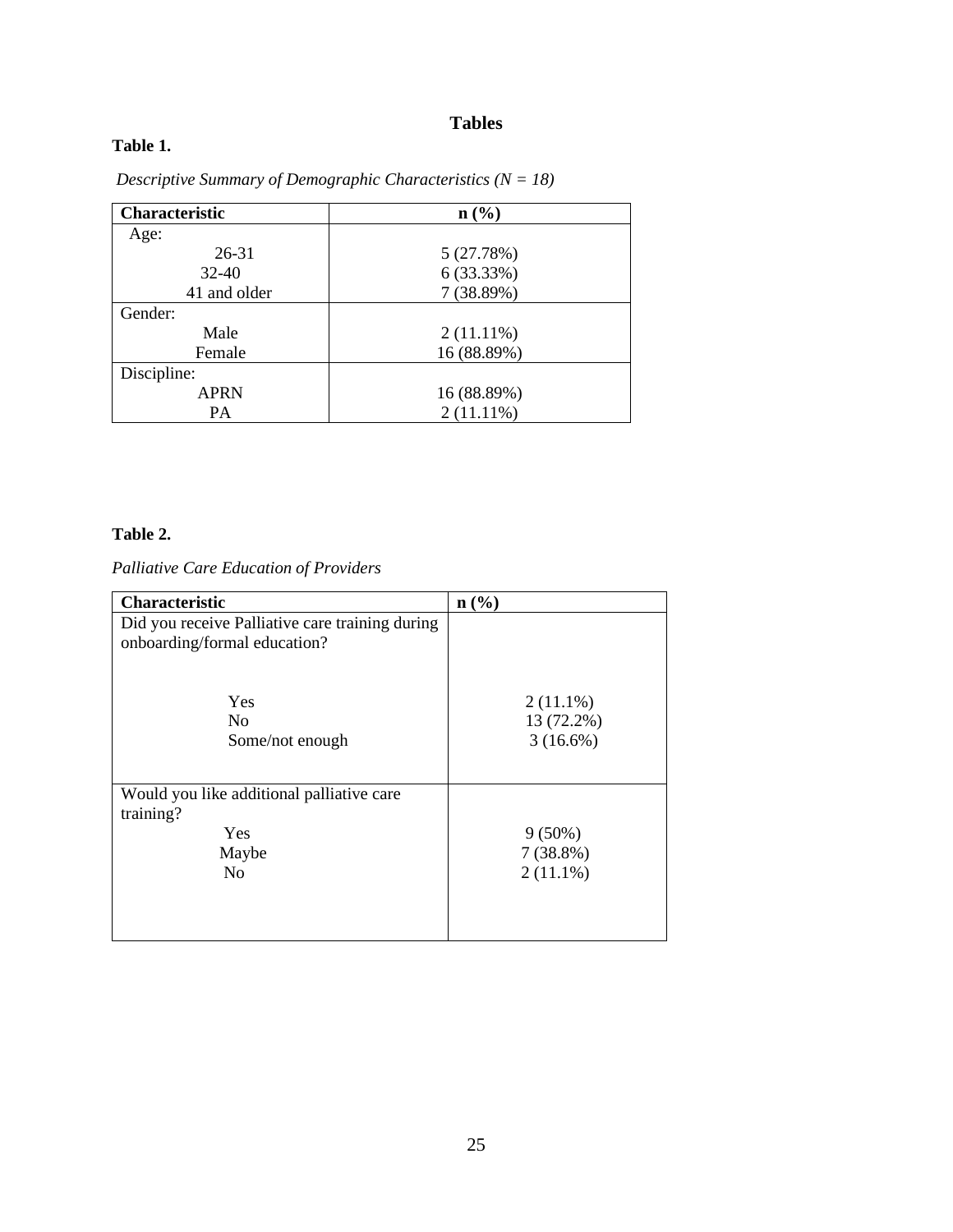# Tables

**Table 1.**

*Descriptive Summary of Demographic Characteristics (N = 18)*

| **Characteristic** | **n (%)** |
|---|---|
| Age: | |
| 26-31 | 5 (27.78%) |
| 32-40 | 6 (33.33%) |
| 41 and older | 7 (38.89%) |
| Gender: | |
| Male | 2 (11.11%) |
| Female | 16 (88.89%) |
| Discipline: | |
| APRN | 16 (88.89%) |
| PA | 2 (11.11%) |

**Table 2.**

*Palliative Care Education of Providers*

| **Characteristic** | **n (%)** |
|---|---|
| Did you receive Palliative care training during onboarding/formal education? | |
| Yes | 2 (11.1%) |
| No | 13 (72.2%) |
| Some/not enough | 3 (16.6%) |
| Would you like additional palliative care training? | |
| Yes | 9 (50%) |
| Maybe | 7 (38.8%) |
| No | 2 (11.1%) |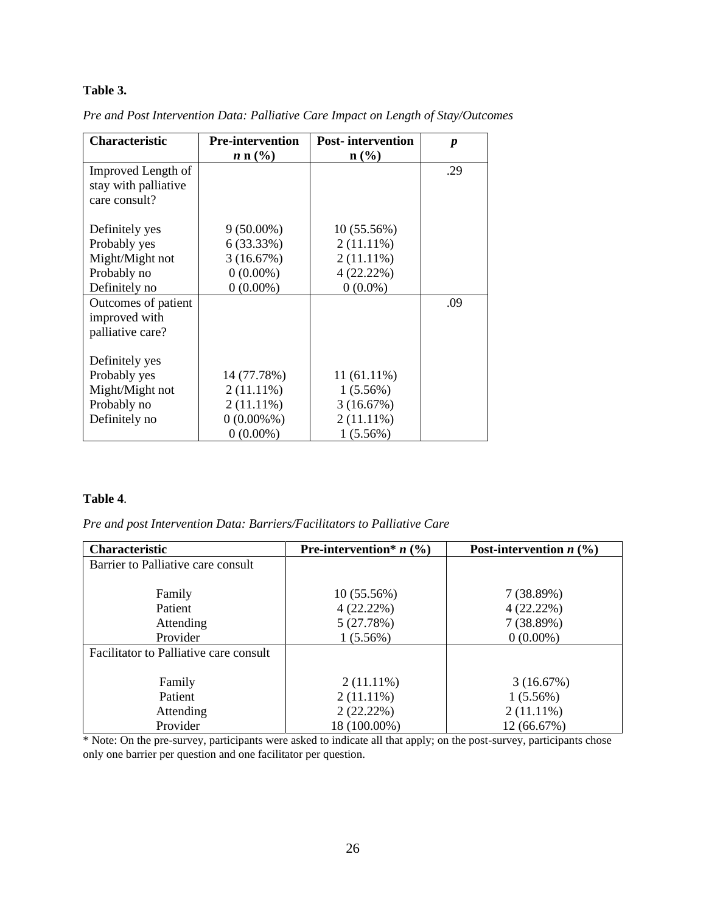**Table 3.**

*Pre and Post Intervention Data: Palliative Care Impact on Length of Stay/Outcomes*

| **Characteristic** | **Pre-intervention *n* n (%)** | **Post- intervention n (%)** | ***p*** |
|---|---|---|---|
| Improved Length of stay with palliative care consult? | | | .29 |
| Definitely yes | 9 (50.00%) | 10 (55.56%) | |
| Probably yes | 6 (33.33%) | 2 (11.11%) | |
| Might/Might not | 3 (16.67%) | 2 (11.11%) | |
| Probably no | 0 (0.00%) | 4 (22.22%) | |
| Definitely no | 0 (0.00%) | 0 (0.0%) | |
| Outcomes of patient improved with palliative care? | | | .09 |
| Definitely yes | | | |
| Probably yes | 14 (77.78%) | 11 (61.11%) | |
| Might/Might not | 2 (11.11%) | 1 (5.56%) | |
| Probably no | 2 (11.11%) | 3 (16.67%) | |
| Definitely no | 0 (0.00%%) | 2 (11.11%) | |
| | 0 (0.00%) | 1 (5.56%) | |

**Table 4**.

*Pre and post Intervention Data: Barriers/Facilitators to Palliative Care*

| **Characteristic** | **Pre-intervention* *n* (%)** | **Post-intervention *n* (%)** |
|---|---|---|
| Barrier to Palliative care consult | | |
| Family | 10 (55.56%) | 7 (38.89%) |
| Patient | 4 (22.22%) | 4 (22.22%) |
| Attending | 5 (27.78%) | 7 (38.89%) |
| Provider | 1 (5.56%) | 0 (0.00%) |
| Facilitator to Palliative care consult | | |
| Family | 2 (11.11%) | 3 (16.67%) |
| Patient | 2 (11.11%) | 1 (5.56%) |
| Attending | 2 (22.22%) | 2 (11.11%) |
| Provider | 18 (100.00%) | 12 (66.67%) |

* Note: On the pre-survey, participants were asked to indicate all that apply; on the post-survey, participants chose only one barrier per question and one facilitator per question.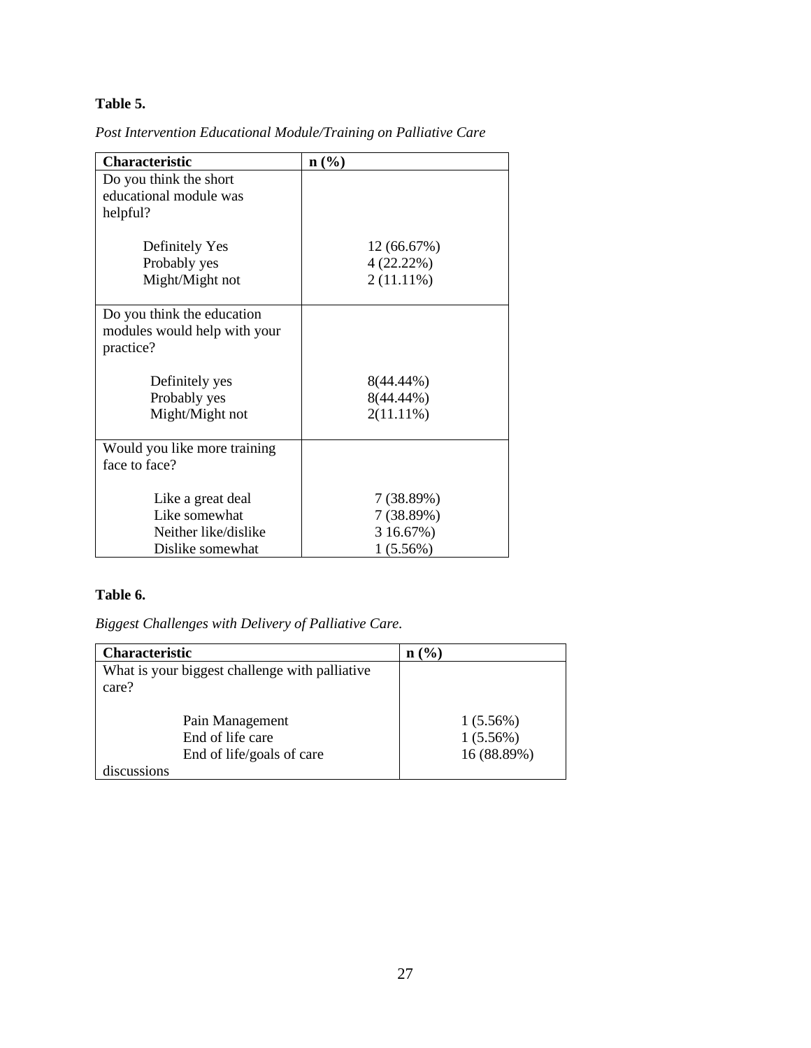**Table 5.**

*Post Intervention Educational Module/Training on Palliative Care*

| Characteristic | n (%) |
|---|---|
| Do you think the short educational module was helpful? | |
| Definitely Yes | 12 (66.67%) |
| Probably yes | 4 (22.22%) |
| Might/Might not | 2 (11.11%) |
| Do you think the education modules would help with your practice? | |
| Definitely yes | 8(44.44%) |
| Probably yes | 8(44.44%) |
| Might/Might not | 2(11.11%) |
| Would you like more training face to face? | |
| Like a great deal | 7 (38.89%) |
| Like somewhat | 7 (38.89%) |
| Neither like/dislike | 3 16.67%) |
| Dislike somewhat | 1 (5.56%) |

**Table 6.**

*Biggest Challenges with Delivery of Palliative Care.*

| Characteristic | n (%) |
|---|---|
| What is your biggest challenge with palliative care? | |
| Pain Management | 1 (5.56%) |
| End of life care | 1 (5.56%) |
| End of life/goals of care discussions | 16 (88.89%) |